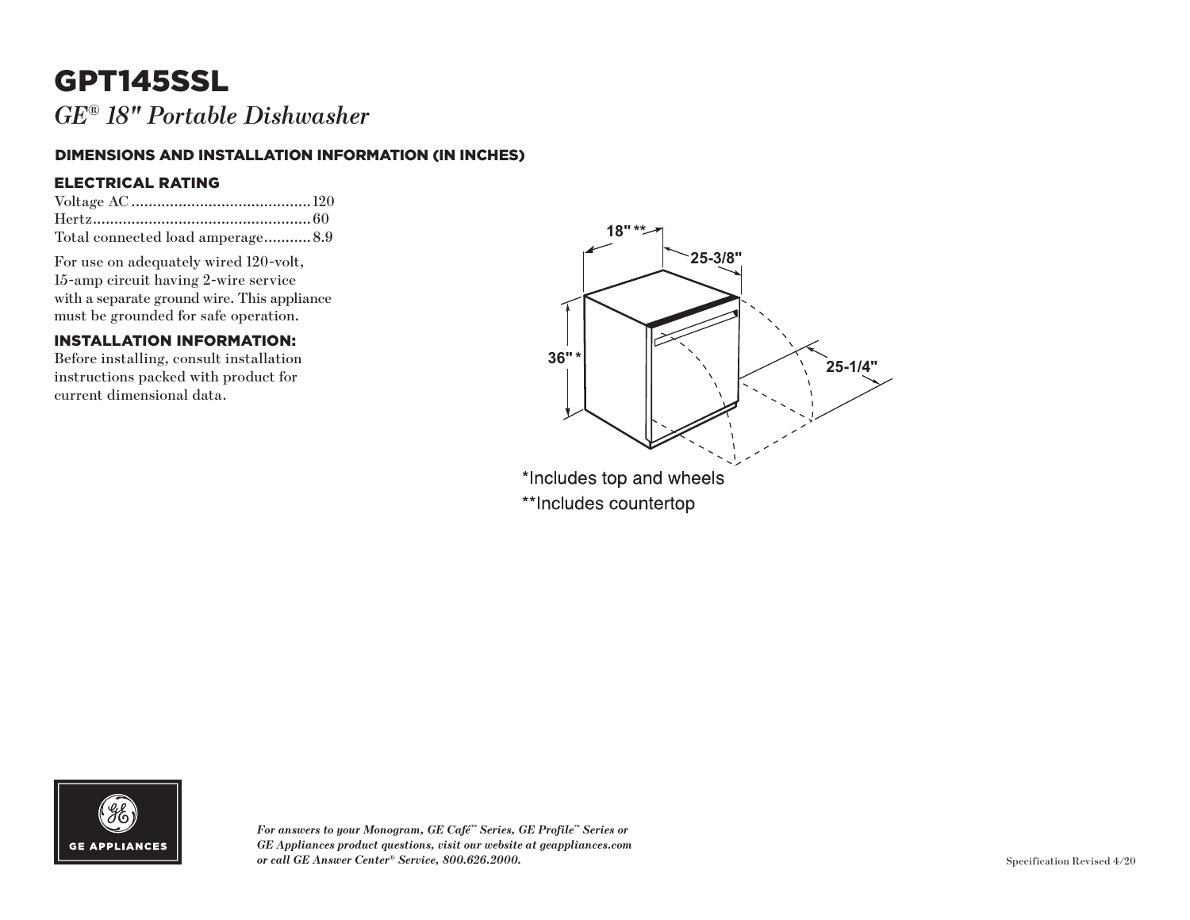# GPT145SSL

*GE® 18" Portable Dishwasher*

## DIMENSIONS AND INSTALLATION INFORMATION (IN INCHES)

### ELECTRICAL RATING

Voltage AC .......................................... 120
Hertz.................................................. 60
Total connected load amperage........... 8.9

For use on adequately wired 120-volt, 15-amp circuit having 2-wire service with a separate ground wire. This appliance must be grounded for safe operation.

### INSTALLATION INFORMATION:

Before installing, consult installation instructions packed with product for current dimensional data.

18" **
25-3/8"
36" *
25-1/4"

*Includes top and wheels
**Includes countertop

*For answers to your Monogram, GE Café™ Series, GE Profile™ Series or GE Appliances product questions, visit our website at geappliances.com or call GE Answer Center® Service, 800.626.2000.*

Specification Revised 4/20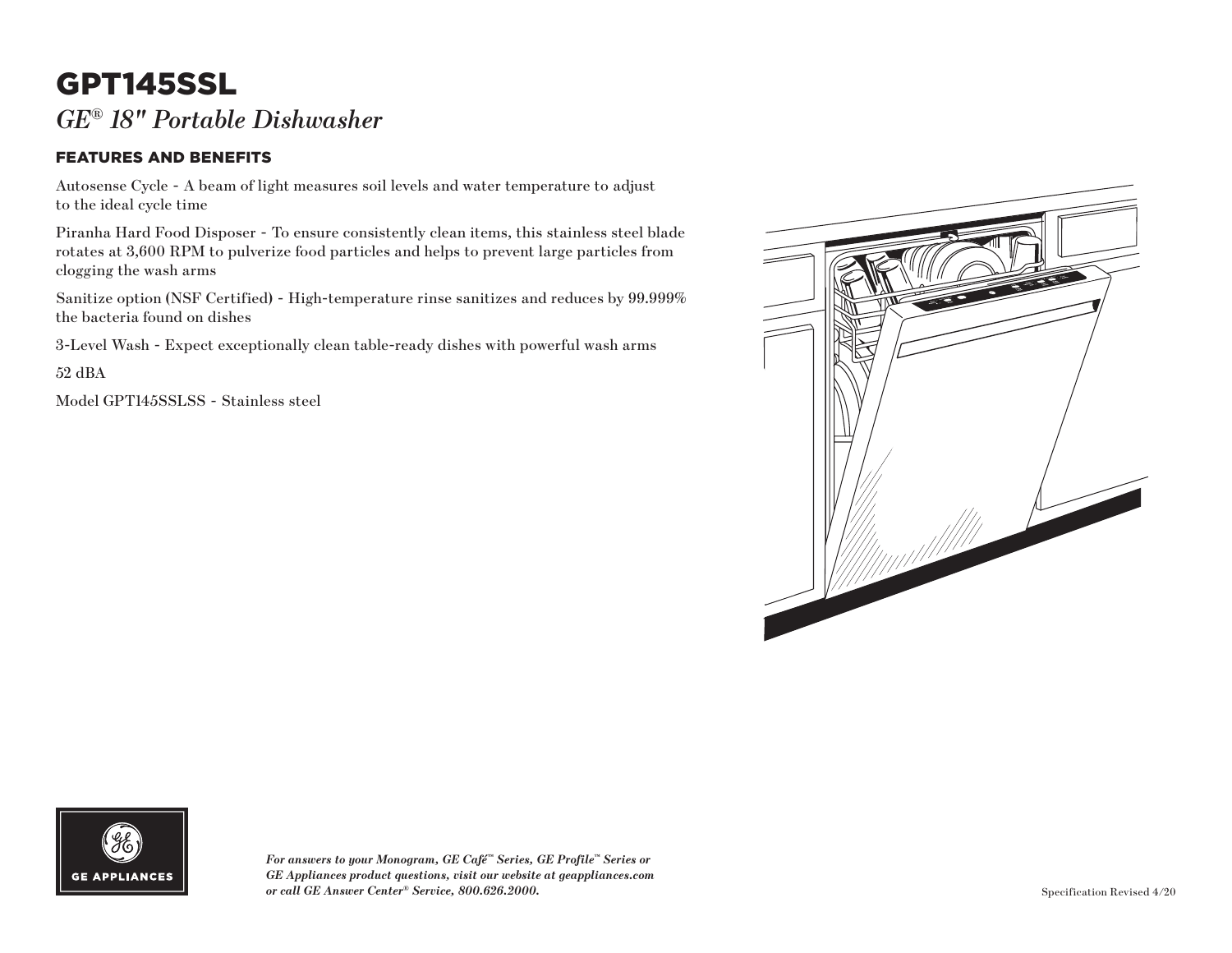# GPT145SSL

## *GE® 18" Portable Dishwasher*

### FEATURES AND BENEFITS

Autosense Cycle - A beam of light measures soil levels and water temperature to adjust to the ideal cycle time

Piranha Hard Food Disposer - To ensure consistently clean items, this stainless steel blade rotates at 3,600 RPM to pulverize food particles and helps to prevent large particles from clogging the wash arms

Sanitize option (NSF Certified) - High-temperature rinse sanitizes and reduces by 99.999% the bacteria found on dishes

3-Level Wash - Expect exceptionally clean table-ready dishes with powerful wash arms

52 dBA

Model GPT145SSLSS - Stainless steel

***For answers to your Monogram, GE Café™ Series, GE Profile™ Series or GE Appliances product questions, visit our website at geappliances.com or call GE Answer Center® Service, 800.626.2000.***

Specification Revised 4/20